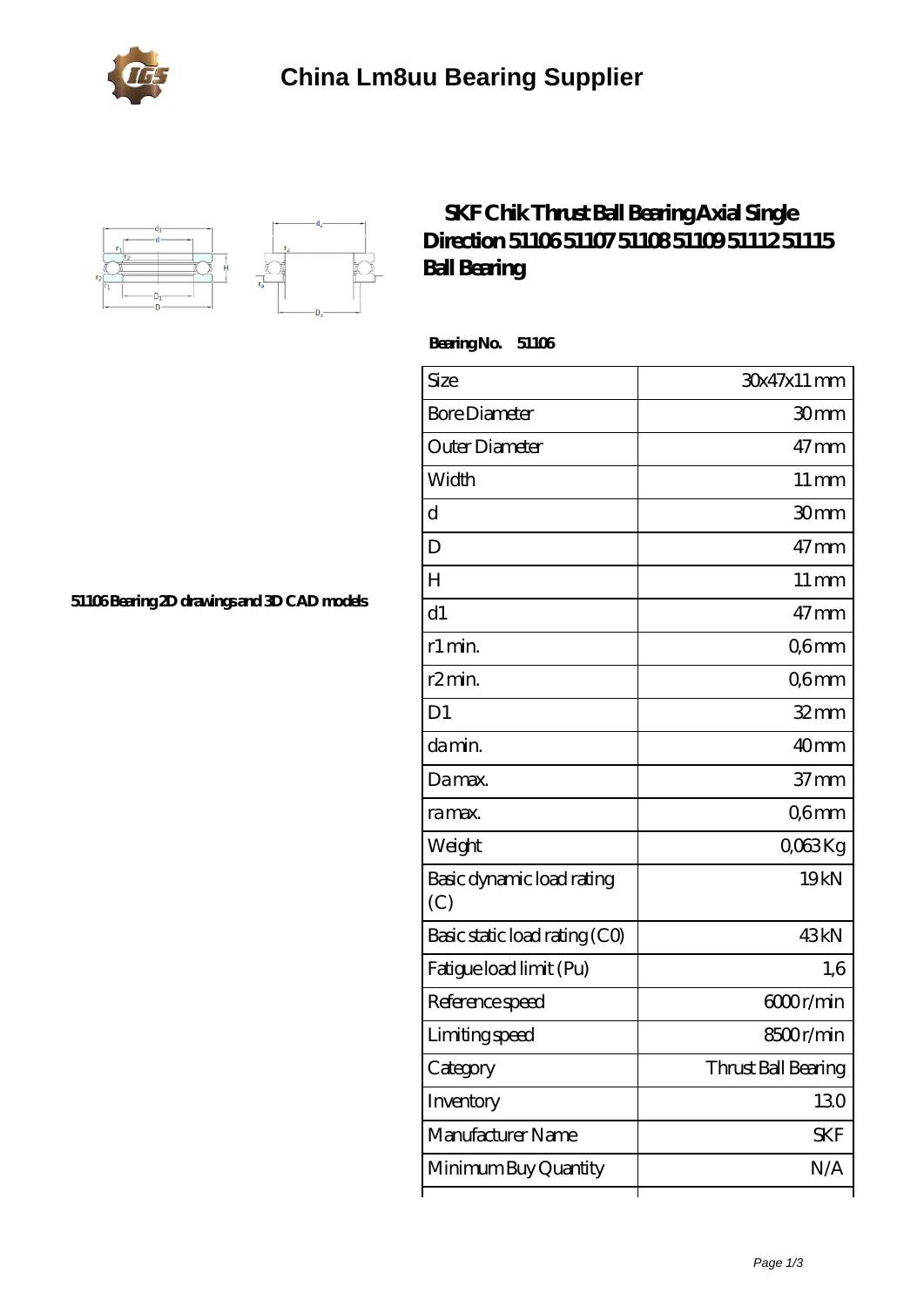# China Lm8uu Bearing Supplier

## SKF Chik Thrust Ball Bearing Axial Single Direction 51106 51107 51108 51109 51112 51115 Ball Bearing

51106 Bearing 2D drawings and 3D CAD models

**Bearing No. 51106**

| Size | 30x47x11 mm |
|---|---|
| Bore Diameter | 30 mm |
| Outer Diameter | 47 mm |
| Width | 11 mm |
| d | 30 mm |
| D | 47 mm |
| H | 11 mm |
| d1 | 47 mm |
| r1 min. | 0,6 mm |
| r2 min. | 0,6 mm |
| D1 | 32 mm |
| da min. | 40 mm |
| Da max. | 37 mm |
| ra max. | 0,6 mm |
| Weight | 0,063 Kg |
| Basic dynamic load rating (C) | 19 kN |
| Basic static load rating (C0) | 43 kN |
| Fatigue load limit (Pu) | 1,6 |
| Reference speed | 6000 r/min |
| Limiting speed | 8500 r/min |
| Category | Thrust Ball Bearing |
| Inventory | 13.0 |
| Manufacturer Name | SKF |
| Minimum Buy Quantity | N/A |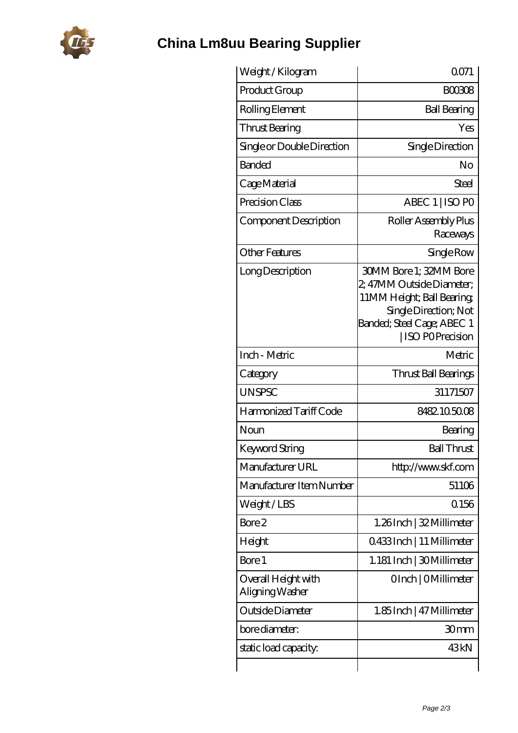# China Lm8uu Bearing Supplier

| | |
|---|---|
| Weight / Kilogram | 0.071 |
| Product Group | B00308 |
| Rolling Element | Ball Bearing |
| Thrust Bearing | Yes |
| Single or Double Direction | Single Direction |
| Banded | No |
| Cage Material | Steel |
| Precision Class | ABEC 1 \| ISO P0 |
| Component Description | Roller Assembly Plus Raceways |
| Other Features | Single Row |
| Long Description | 30MM Bore 1; 32MM Bore 2; 47MM Outside Diameter; 11MM Height; Ball Bearing; Single Direction; Not Banded; Steel Cage; ABEC 1 \| ISO P0 Precision |
| Inch - Metric | Metric |
| Category | Thrust Ball Bearings |
| UNSPSC | 31171507 |
| Harmonized Tariff Code | 8482.10.50.08 |
| Noun | Bearing |
| Keyword String | Ball Thrust |
| Manufacturer URL | http://www.skf.com |
| Manufacturer Item Number | 51106 |
| Weight / LBS | 0.156 |
| Bore 2 | 1.26 Inch \| 32 Millimeter |
| Height | 0.433 Inch \| 11 Millimeter |
| Bore 1 | 1.181 Inch \| 30 Millimeter |
| Overall Height with Aligning Washer | 0 Inch \| 0 Millimeter |
| Outside Diameter | 1.85 Inch \| 47 Millimeter |
| bore diameter: | 30 mm |
| static load capacity: | 43 kN |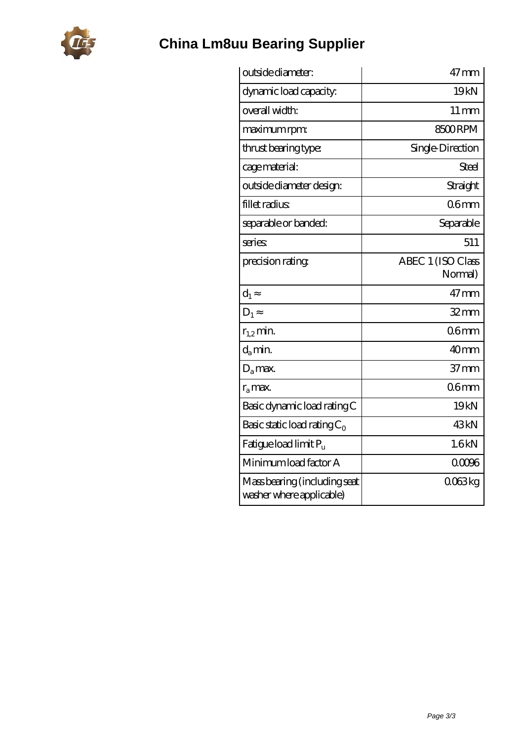# China Lm8uu Bearing Supplier

| | |
|---|---|
| outside diameter: | 47 mm |
| dynamic load capacity: | 19 kN |
| overall width: | 11 mm |
| maximum rpm: | 8500 RPM |
| thrust bearing type: | Single-Direction |
| cage material: | Steel |
| outside diameter design: | Straight |
| fillet radius: | 0.6 mm |
| separable or banded: | Separable |
| series: | 511 |
| precision rating: | ABEC 1 (ISO Class Normal) |
| $d_1 \approx$ | 47 mm |
| $D_1 \approx$ | 32 mm |
| $r_{1,2}$ min. | 0.6 mm |
| $d_a$ min. | 40 mm |
| $D_a$ max. | 37 mm |
| $r_a$ max. | 0.6 mm |
| Basic dynamic load rating C | 19 kN |
| Basic static load rating $C_0$ | 43 kN |
| Fatigue load limit $P_u$ | 1.6 kN |
| Minimum load factor A | 0.0096 |
| Mass bearing (including seat washer where applicable) | 0.063 kg |